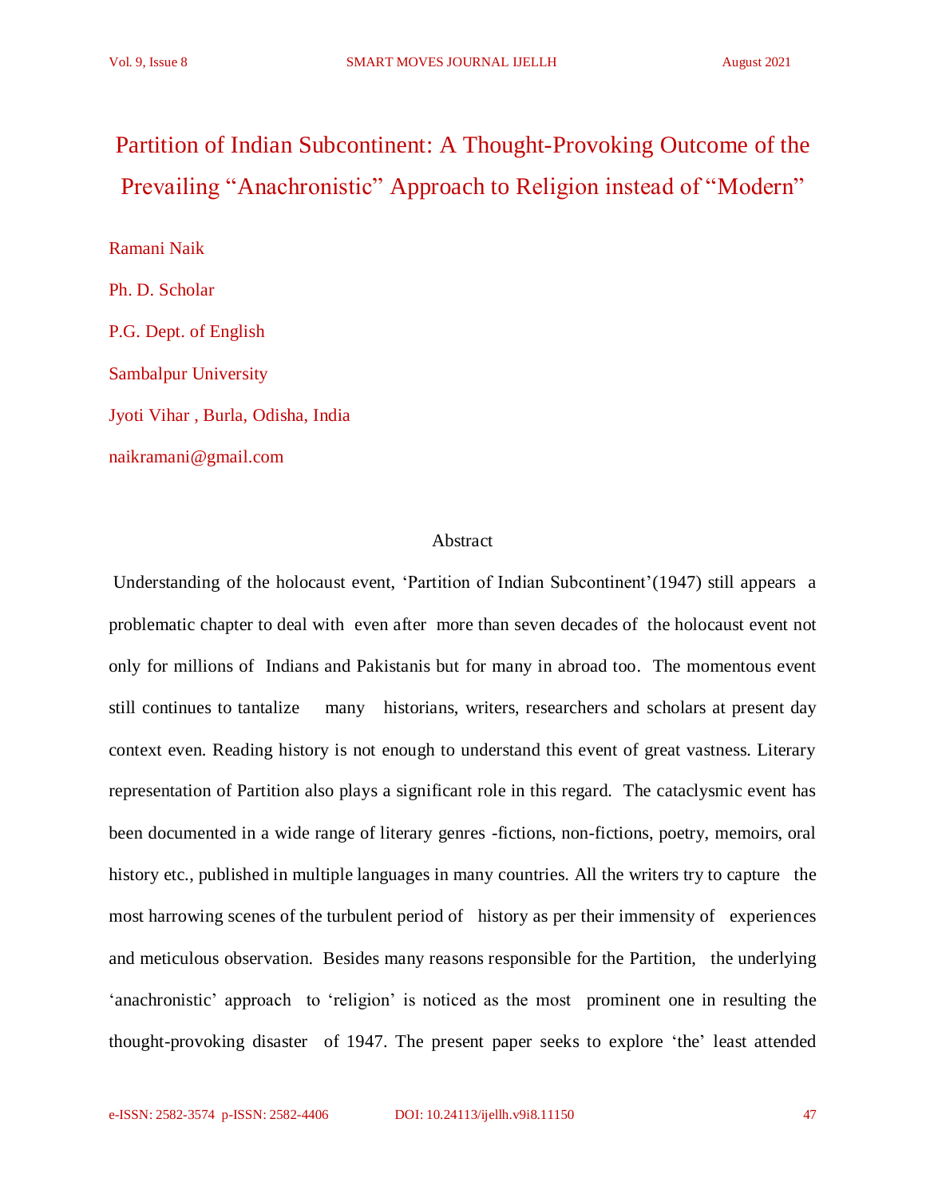# Partition of Indian Subcontinent: A Thought-Provoking Outcome of the Prevailing "Anachronistic" Approach to Religion instead of "Modern"

Ramani Naik

Ph. D. Scholar

P.G. Dept. of English

Sambalpur University

Jyoti Vihar , Burla, Odisha, India

naikramani@gmail.com

## Abstract

Understanding of the holocaust event, 'Partition of Indian Subcontinent'(1947) still appears a problematic chapter to deal with even after more than seven decades of the holocaust event not only for millions of Indians and Pakistanis but for many in abroad too. The momentous event still continues to tantalize many historians, writers, researchers and scholars at present day context even. Reading history is not enough to understand this event of great vastness. Literary representation of Partition also plays a significant role in this regard. The cataclysmic event has been documented in a wide range of literary genres -fictions, non-fictions, poetry, memoirs, oral history etc., published in multiple languages in many countries. All the writers try to capture the most harrowing scenes of the turbulent period of history as per their immensity of experiences and meticulous observation. Besides many reasons responsible for the Partition, the underlying 'anachronistic' approach to 'religion' is noticed as the most prominent one in resulting the thought-provoking disaster of 1947. The present paper seeks to explore 'the' least attended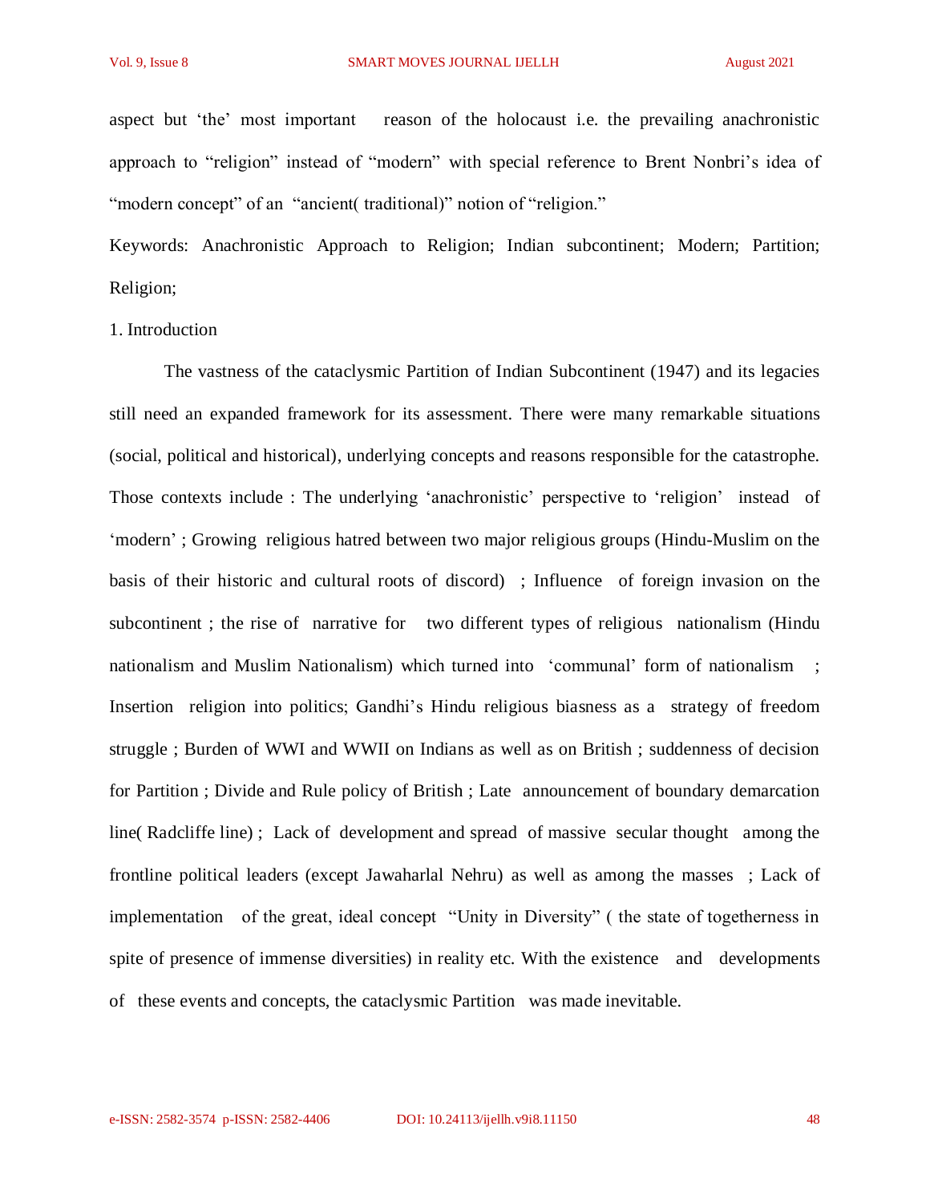aspect but 'the' most important reason of the holocaust i.e. the prevailing anachronistic approach to "religion" instead of "modern" with special reference to Brent Nonbri's idea of "modern concept" of an "ancient( traditional)" notion of "religion."

Keywords: Anachronistic Approach to Religion; Indian subcontinent; Modern; Partition; Religion;

## 1. Introduction

The vastness of the cataclysmic Partition of Indian Subcontinent (1947) and its legacies still need an expanded framework for its assessment. There were many remarkable situations (social, political and historical), underlying concepts and reasons responsible for the catastrophe. Those contexts include : The underlying 'anachronistic' perspective to 'religion' instead of 'modern' ; Growing religious hatred between two major religious groups (Hindu-Muslim on the basis of their historic and cultural roots of discord) ; Influence of foreign invasion on the subcontinent ; the rise of narrative for two different types of religious nationalism (Hindu nationalism and Muslim Nationalism) which turned into 'communal' form of nationalism ; Insertion religion into politics; Gandhi's Hindu religious biasness as a strategy of freedom struggle ; Burden of WWI and WWII on Indians as well as on British ; suddenness of decision for Partition ; Divide and Rule policy of British ; Late announcement of boundary demarcation line( Radcliffe line) ; Lack of development and spread of massive secular thought among the frontline political leaders (except Jawaharlal Nehru) as well as among the masses ; Lack of implementation of the great, ideal concept "Unity in Diversity" ( the state of togetherness in spite of presence of immense diversities) in reality etc. With the existence and developments of these events and concepts, the cataclysmic Partition was made inevitable.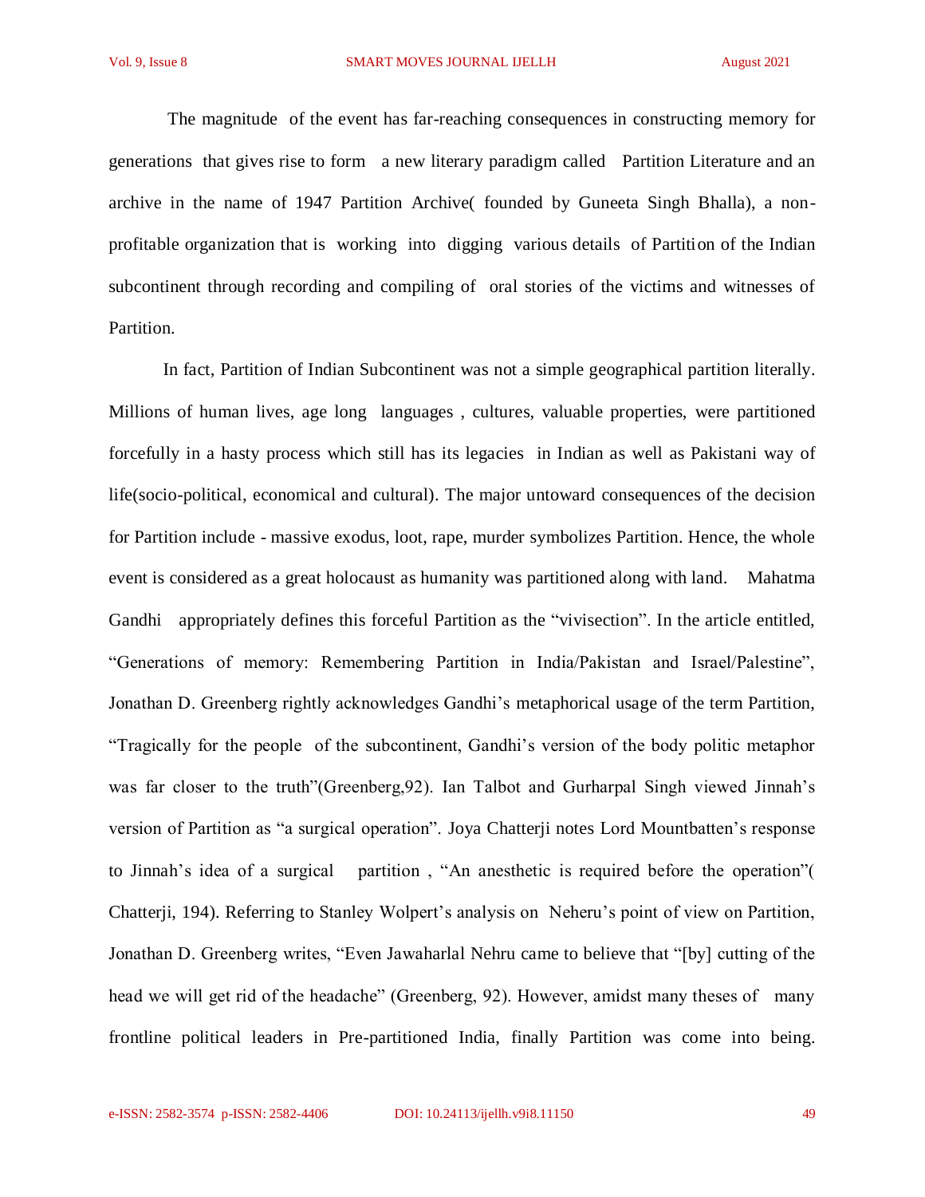The magnitude of the event has far-reaching consequences in constructing memory for generations that gives rise to form a new literary paradigm called Partition Literature and an archive in the name of 1947 Partition Archive( founded by Guneeta Singh Bhalla), a non-profitable organization that is working into digging various details of Partition of the Indian subcontinent through recording and compiling of oral stories of the victims and witnesses of Partition.

In fact, Partition of Indian Subcontinent was not a simple geographical partition literally. Millions of human lives, age long languages , cultures, valuable properties, were partitioned forcefully in a hasty process which still has its legacies in Indian as well as Pakistani way of life(socio-political, economical and cultural). The major untoward consequences of the decision for Partition include - massive exodus, loot, rape, murder symbolizes Partition. Hence, the whole event is considered as a great holocaust as humanity was partitioned along with land. Mahatma Gandhi appropriately defines this forceful Partition as the "vivisection". In the article entitled, "Generations of memory: Remembering Partition in India/Pakistan and Israel/Palestine", Jonathan D. Greenberg rightly acknowledges Gandhi's metaphorical usage of the term Partition, "Tragically for the people of the subcontinent, Gandhi's version of the body politic metaphor was far closer to the truth"(Greenberg,92). Ian Talbot and Gurharpal Singh viewed Jinnah's version of Partition as "a surgical operation". Joya Chatterji notes Lord Mountbatten's response to Jinnah's idea of a surgical partition , "An anesthetic is required before the operation"( Chatterji, 194). Referring to Stanley Wolpert's analysis on Neheru's point of view on Partition, Jonathan D. Greenberg writes, "Even Jawaharlal Nehru came to believe that "[by] cutting of the head we will get rid of the headache" (Greenberg, 92). However, amidst many theses of many frontline political leaders in Pre-partitioned India, finally Partition was come into being.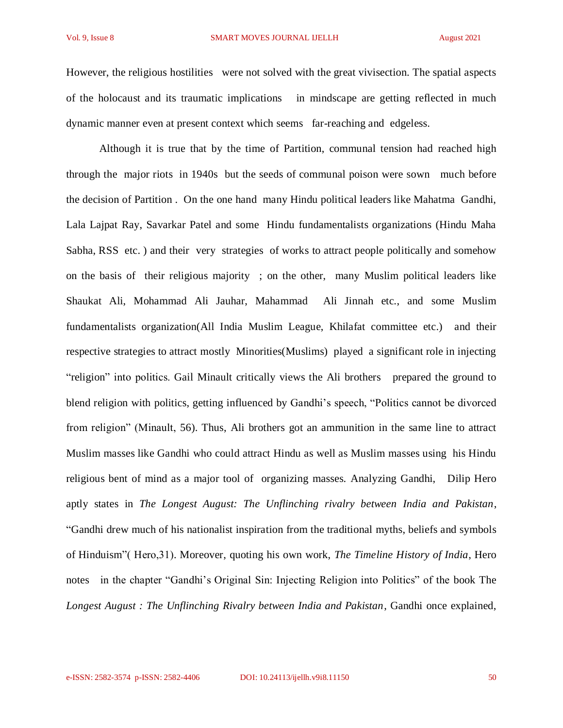However, the religious hostilities were not solved with the great vivisection. The spatial aspects of the holocaust and its traumatic implications in mindscape are getting reflected in much dynamic manner even at present context which seems far-reaching and edgeless.

Although it is true that by the time of Partition, communal tension had reached high through the major riots in 1940s but the seeds of communal poison were sown much before the decision of Partition . On the one hand many Hindu political leaders like Mahatma Gandhi, Lala Lajpat Ray, Savarkar Patel and some Hindu fundamentalists organizations (Hindu Maha Sabha, RSS etc. ) and their very strategies of works to attract people politically and somehow on the basis of their religious majority ; on the other, many Muslim political leaders like Shaukat Ali, Mohammad Ali Jauhar, Mahammad Ali Jinnah etc., and some Muslim fundamentalists organization(All India Muslim League, Khilafat committee etc.) and their respective strategies to attract mostly Minorities(Muslims) played a significant role in injecting "religion" into politics. Gail Minault critically views the Ali brothers prepared the ground to blend religion with politics, getting influenced by Gandhi's speech, "Politics cannot be divorced from religion" (Minault, 56). Thus, Ali brothers got an ammunition in the same line to attract Muslim masses like Gandhi who could attract Hindu as well as Muslim masses using his Hindu religious bent of mind as a major tool of organizing masses. Analyzing Gandhi, Dilip Hero aptly states in *The Longest August: The Unflinching rivalry between India and Pakistan*, "Gandhi drew much of his nationalist inspiration from the traditional myths, beliefs and symbols of Hinduism"( Hero,31). Moreover, quoting his own work, *The Timeline History of India*, Hero notes in the chapter "Gandhi's Original Sin: Injecting Religion into Politics" of the book The *Longest August : The Unflinching Rivalry between India and Pakistan*, Gandhi once explained,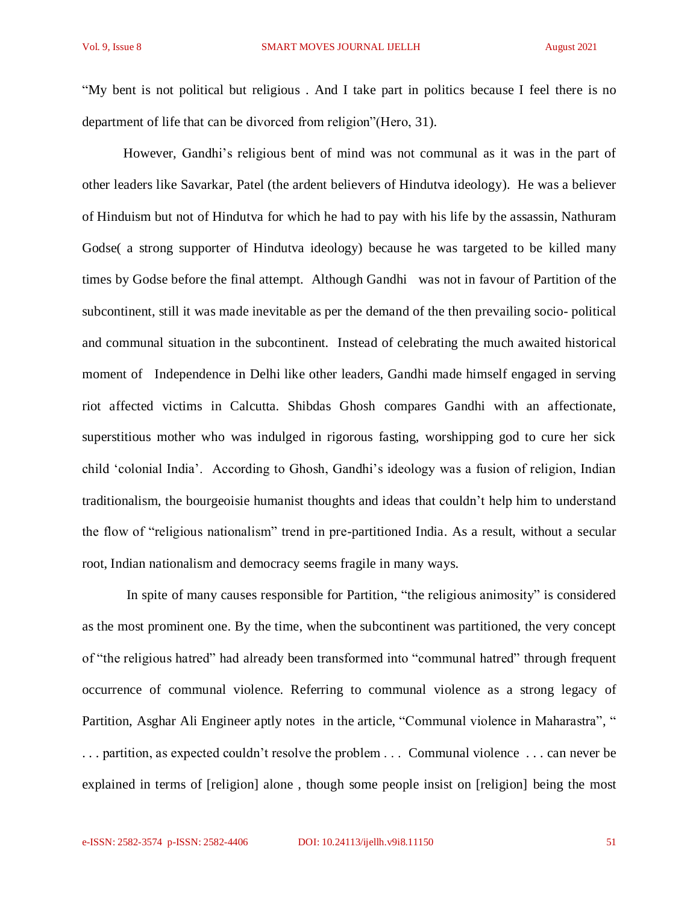"My bent is not political but religious . And I take part in politics because I feel there is no department of life that can be divorced from religion"(Hero, 31).

However, Gandhi's religious bent of mind was not communal as it was in the part of other leaders like Savarkar, Patel (the ardent believers of Hindutva ideology). He was a believer of Hinduism but not of Hindutva for which he had to pay with his life by the assassin, Nathuram Godse( a strong supporter of Hindutva ideology) because he was targeted to be killed many times by Godse before the final attempt. Although Gandhi was not in favour of Partition of the subcontinent, still it was made inevitable as per the demand of the then prevailing socio- political and communal situation in the subcontinent. Instead of celebrating the much awaited historical moment of Independence in Delhi like other leaders, Gandhi made himself engaged in serving riot affected victims in Calcutta. Shibdas Ghosh compares Gandhi with an affectionate, superstitious mother who was indulged in rigorous fasting, worshipping god to cure her sick child 'colonial India'. According to Ghosh, Gandhi's ideology was a fusion of religion, Indian traditionalism, the bourgeoisie humanist thoughts and ideas that couldn't help him to understand the flow of "religious nationalism" trend in pre-partitioned India. As a result, without a secular root, Indian nationalism and democracy seems fragile in many ways.

In spite of many causes responsible for Partition, "the religious animosity" is considered as the most prominent one. By the time, when the subcontinent was partitioned, the very concept of "the religious hatred" had already been transformed into "communal hatred" through frequent occurrence of communal violence. Referring to communal violence as a strong legacy of Partition, Asghar Ali Engineer aptly notes in the article, "Communal violence in Maharastra", " . . . partition, as expected couldn't resolve the problem . . . Communal violence . . . can never be explained in terms of [religion] alone , though some people insist on [religion] being the most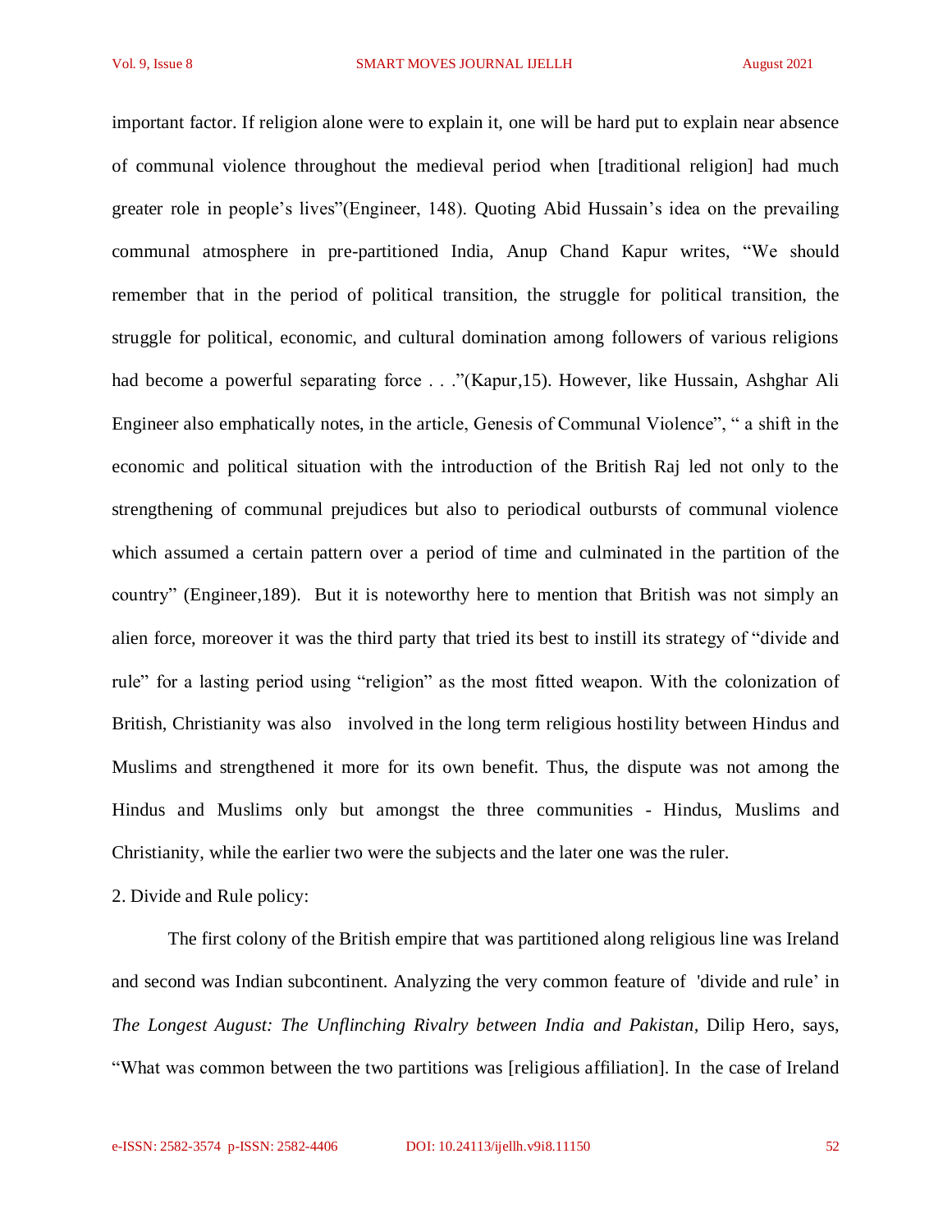important factor. If religion alone were to explain it, one will be hard put to explain near absence of communal violence throughout the medieval period when [traditional religion] had much greater role in people's lives"(Engineer, 148). Quoting Abid Hussain's idea on the prevailing communal atmosphere in pre-partitioned India, Anup Chand Kapur writes, "We should remember that in the period of political transition, the struggle for political transition, the struggle for political, economic, and cultural domination among followers of various religions had become a powerful separating force . . ."(Kapur,15). However, like Hussain, Ashghar Ali Engineer also emphatically notes, in the article, Genesis of Communal Violence", " a shift in the economic and political situation with the introduction of the British Raj led not only to the strengthening of communal prejudices but also to periodical outbursts of communal violence which assumed a certain pattern over a period of time and culminated in the partition of the country" (Engineer,189). But it is noteworthy here to mention that British was not simply an alien force, moreover it was the third party that tried its best to instill its strategy of "divide and rule" for a lasting period using "religion" as the most fitted weapon. With the colonization of British, Christianity was also involved in the long term religious hostility between Hindus and Muslims and strengthened it more for its own benefit. Thus, the dispute was not among the Hindus and Muslims only but amongst the three communities - Hindus, Muslims and Christianity, while the earlier two were the subjects and the later one was the ruler.

2. Divide and Rule policy:

The first colony of the British empire that was partitioned along religious line was Ireland and second was Indian subcontinent. Analyzing the very common feature of 'divide and rule' in *The Longest August: The Unflinching Rivalry between India and Pakistan*, Dilip Hero, says, "What was common between the two partitions was [religious affiliation]. In the case of Ireland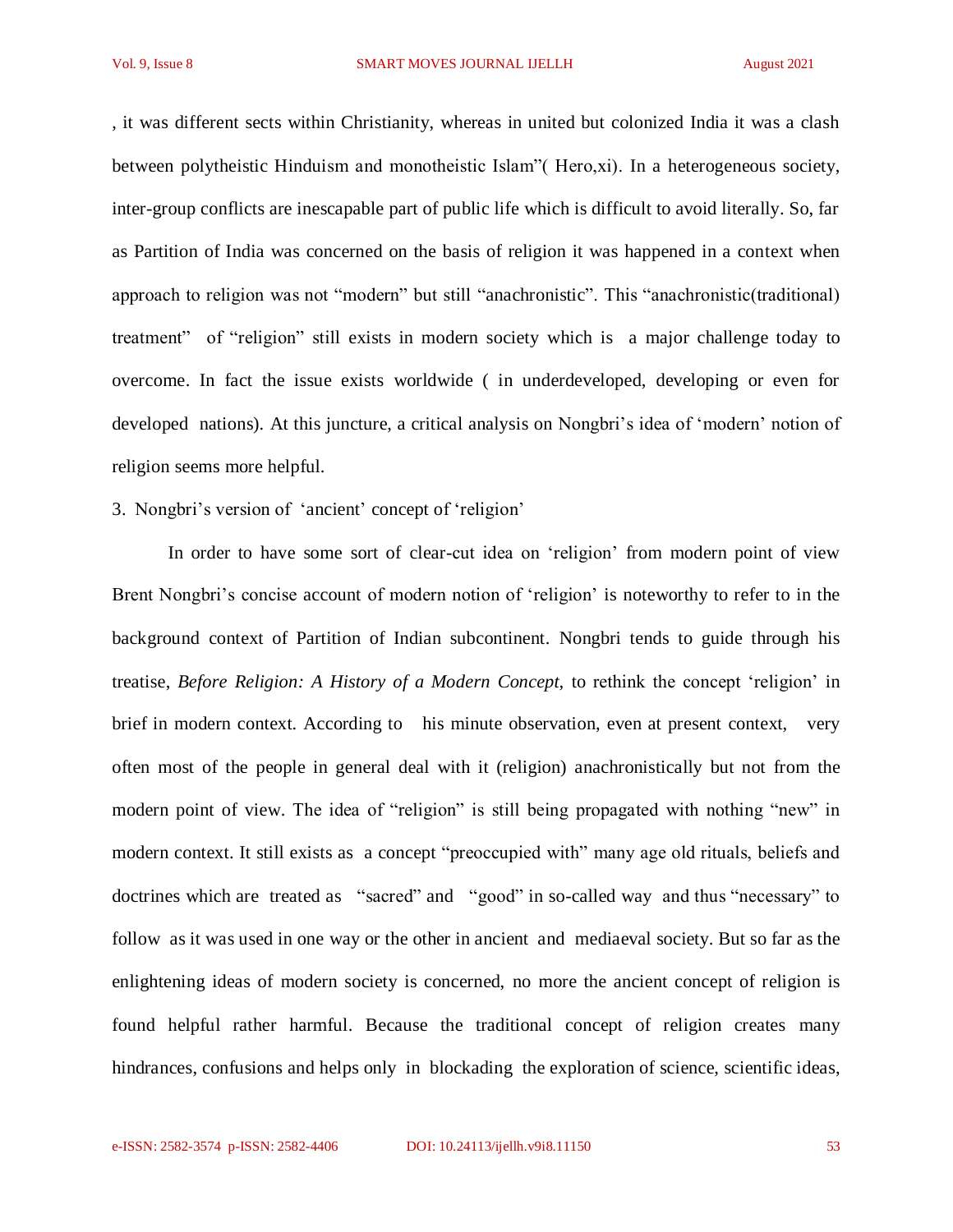, it was different sects within Christianity, whereas in united but colonized India it was a clash between polytheistic Hinduism and monotheistic Islam"( Hero,xi). In a heterogeneous society, inter-group conflicts are inescapable part of public life which is difficult to avoid literally. So, far as Partition of India was concerned on the basis of religion it was happened in a context when approach to religion was not "modern" but still "anachronistic". This "anachronistic(traditional) treatment" of "religion" still exists in modern society which is a major challenge today to overcome. In fact the issue exists worldwide ( in underdeveloped, developing or even for developed nations). At this juncture, a critical analysis on Nongbri's idea of 'modern' notion of religion seems more helpful.

3. Nongbri's version of 'ancient' concept of 'religion'

In order to have some sort of clear-cut idea on 'religion' from modern point of view Brent Nongbri's concise account of modern notion of 'religion' is noteworthy to refer to in the background context of Partition of Indian subcontinent. Nongbri tends to guide through his treatise, *Before Religion: A History of a Modern Concept,* to rethink the concept 'religion' in brief in modern context. According to his minute observation, even at present context, very often most of the people in general deal with it (religion) anachronistically but not from the modern point of view. The idea of "religion" is still being propagated with nothing "new" in modern context. It still exists as a concept "preoccupied with" many age old rituals, beliefs and doctrines which are treated as "sacred" and "good" in so-called way and thus "necessary" to follow as it was used in one way or the other in ancient and mediaeval society. But so far as the enlightening ideas of modern society is concerned, no more the ancient concept of religion is found helpful rather harmful. Because the traditional concept of religion creates many hindrances, confusions and helps only in blockading the exploration of science, scientific ideas,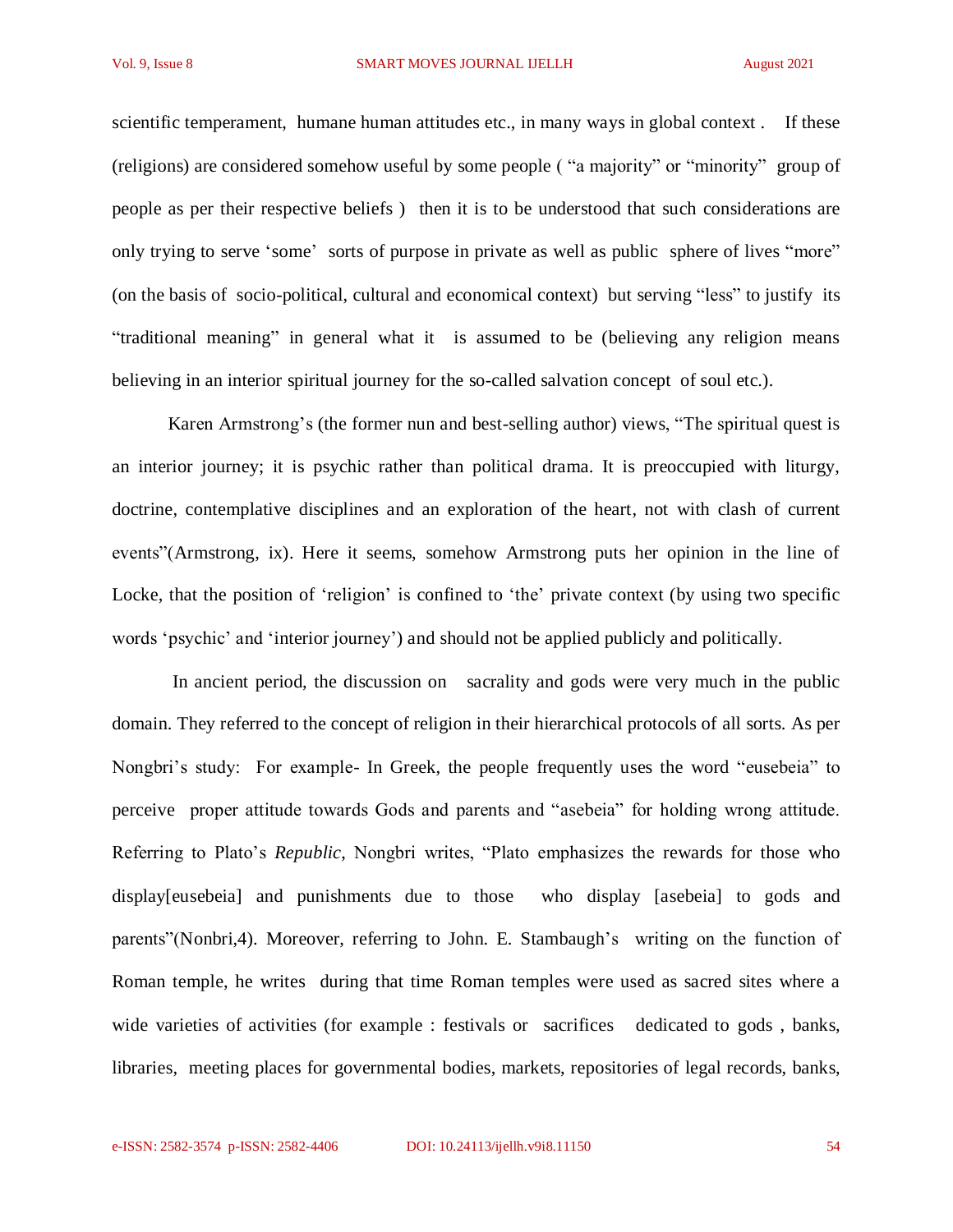scientific temperament, humane human attitudes etc., in many ways in global context . If these (religions) are considered somehow useful by some people ( "a majority" or "minority" group of people as per their respective beliefs ) then it is to be understood that such considerations are only trying to serve 'some' sorts of purpose in private as well as public sphere of lives "more" (on the basis of socio-political, cultural and economical context) but serving "less" to justify its "traditional meaning" in general what it is assumed to be (believing any religion means believing in an interior spiritual journey for the so-called salvation concept of soul etc.).

Karen Armstrong's (the former nun and best-selling author) views, "The spiritual quest is an interior journey; it is psychic rather than political drama. It is preoccupied with liturgy, doctrine, contemplative disciplines and an exploration of the heart, not with clash of current events"(Armstrong, ix). Here it seems, somehow Armstrong puts her opinion in the line of Locke, that the position of 'religion' is confined to 'the' private context (by using two specific words 'psychic' and 'interior journey') and should not be applied publicly and politically.

In ancient period, the discussion on sacrality and gods were very much in the public domain. They referred to the concept of religion in their hierarchical protocols of all sorts. As per Nongbri's study: For example- In Greek, the people frequently uses the word "eusebeia" to perceive proper attitude towards Gods and parents and "asebeia" for holding wrong attitude. Referring to Plato's *Republic*, Nongbri writes, "Plato emphasizes the rewards for those who display[eusebeia] and punishments due to those who display [asebeia] to gods and parents"(Nonbri,4). Moreover, referring to John. E. Stambaugh's writing on the function of Roman temple, he writes during that time Roman temples were used as sacred sites where a wide varieties of activities (for example : festivals or sacrifices dedicated to gods , banks, libraries, meeting places for governmental bodies, markets, repositories of legal records, banks,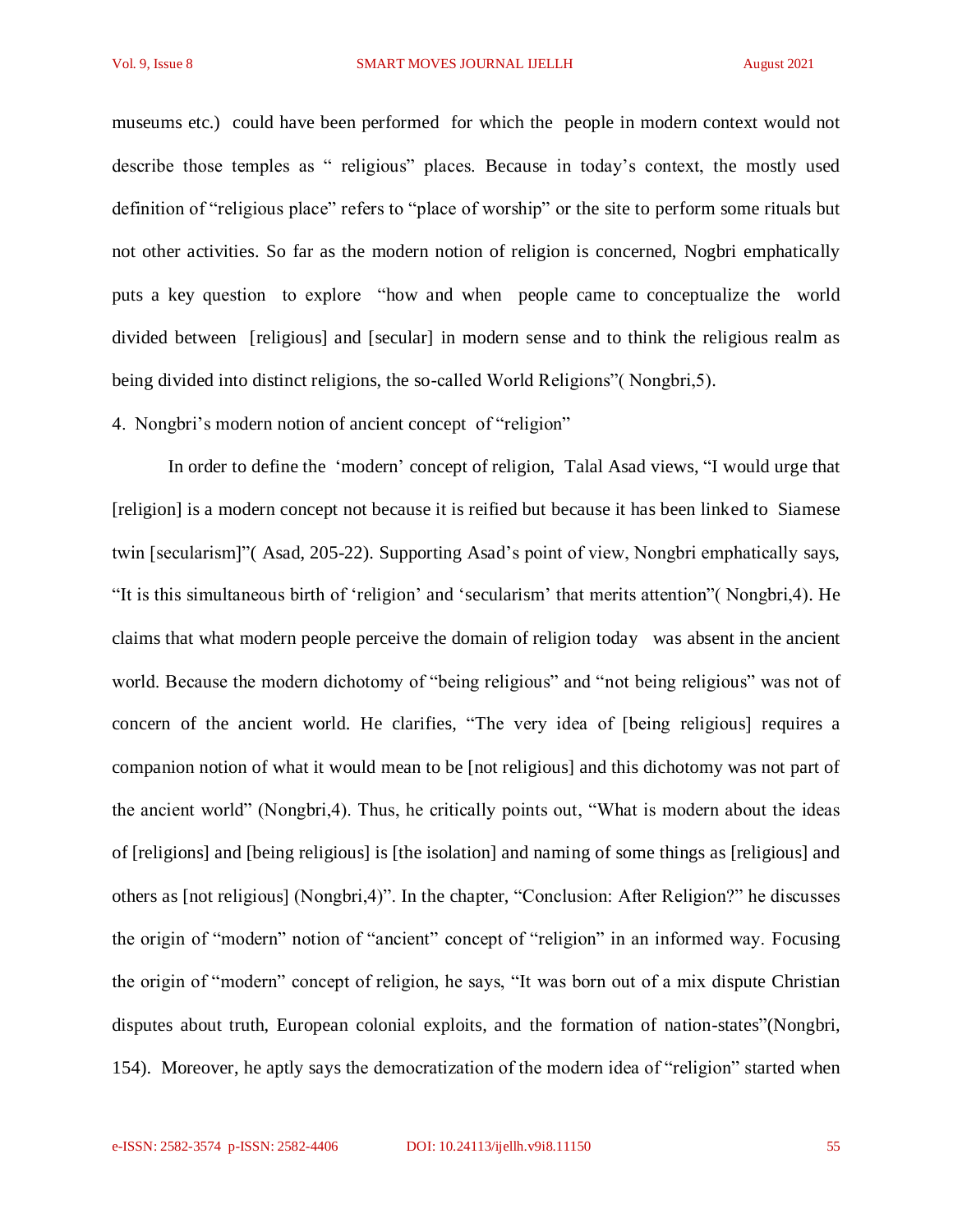museums etc.) could have been performed for which the people in modern context would not describe those temples as " religious" places. Because in today's context, the mostly used definition of "religious place" refers to "place of worship" or the site to perform some rituals but not other activities. So far as the modern notion of religion is concerned, Nogbri emphatically puts a key question to explore "how and when people came to conceptualize the world divided between [religious] and [secular] in modern sense and to think the religious realm as being divided into distinct religions, the so-called World Religions"( Nongbri,5).

4. Nongbri's modern notion of ancient concept of "religion"

In order to define the 'modern' concept of religion, Talal Asad views, "I would urge that [religion] is a modern concept not because it is reified but because it has been linked to Siamese twin [secularism]"( Asad, 205-22). Supporting Asad's point of view, Nongbri emphatically says, "It is this simultaneous birth of 'religion' and 'secularism' that merits attention"( Nongbri,4). He claims that what modern people perceive the domain of religion today was absent in the ancient world. Because the modern dichotomy of "being religious" and "not being religious" was not of concern of the ancient world. He clarifies, "The very idea of [being religious] requires a companion notion of what it would mean to be [not religious] and this dichotomy was not part of the ancient world" (Nongbri,4). Thus, he critically points out, "What is modern about the ideas of [religions] and [being religious] is [the isolation] and naming of some things as [religious] and others as [not religious] (Nongbri,4)". In the chapter, "Conclusion: After Religion?" he discusses the origin of "modern" notion of "ancient" concept of "religion" in an informed way. Focusing the origin of "modern" concept of religion, he says, "It was born out of a mix dispute Christian disputes about truth, European colonial exploits, and the formation of nation-states"(Nongbri, 154). Moreover, he aptly says the democratization of the modern idea of "religion" started when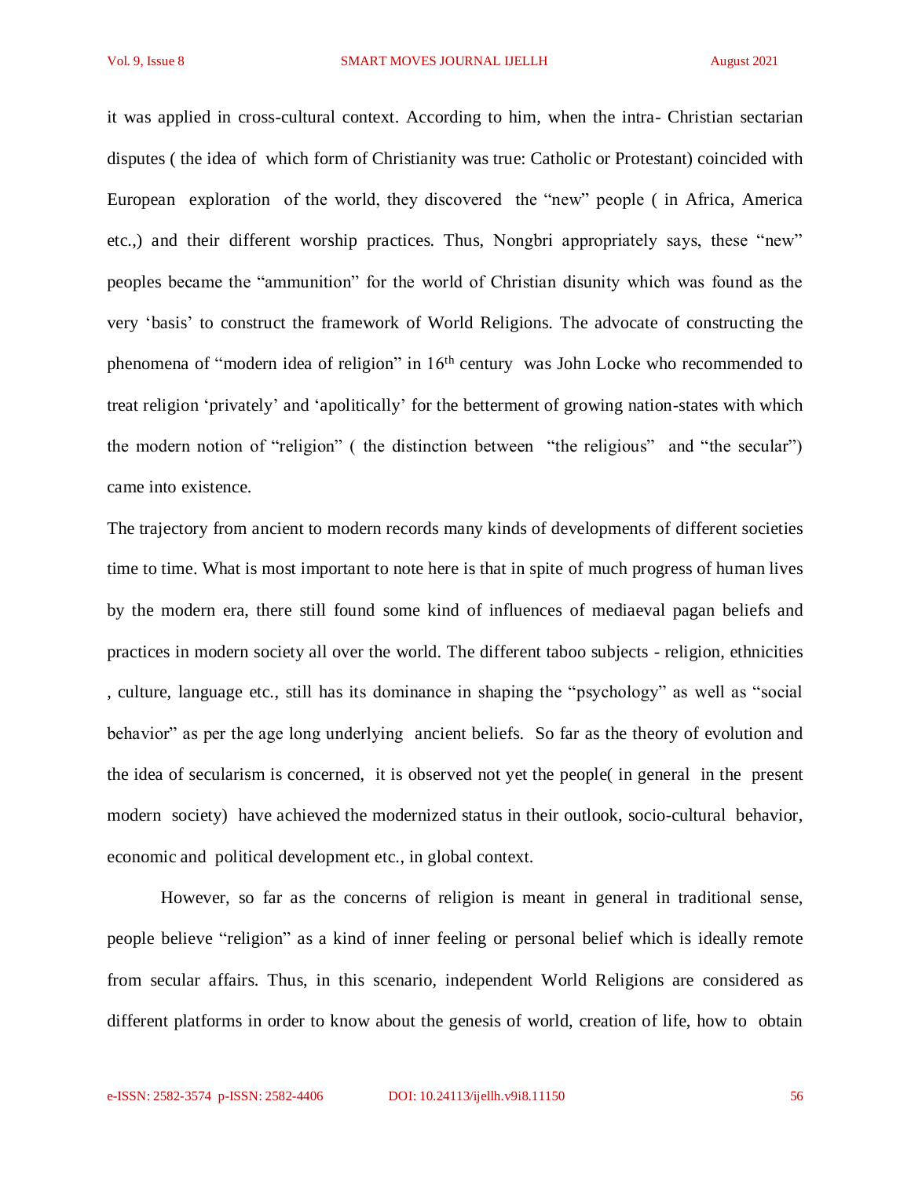it was applied in cross-cultural context. According to him, when the intra- Christian sectarian disputes ( the idea of which form of Christianity was true: Catholic or Protestant) coincided with European exploration of the world, they discovered the "new" people ( in Africa, America etc.,) and their different worship practices. Thus, Nongbri appropriately says, these "new" peoples became the "ammunition" for the world of Christian disunity which was found as the very 'basis' to construct the framework of World Religions. The advocate of constructing the phenomena of "modern idea of religion" in 16th century was John Locke who recommended to treat religion 'privately' and 'apolitically' for the betterment of growing nation-states with which the modern notion of "religion" ( the distinction between "the religious" and "the secular") came into existence.

The trajectory from ancient to modern records many kinds of developments of different societies time to time. What is most important to note here is that in spite of much progress of human lives by the modern era, there still found some kind of influences of mediaeval pagan beliefs and practices in modern society all over the world. The different taboo subjects - religion, ethnicities , culture, language etc., still has its dominance in shaping the "psychology" as well as "social behavior" as per the age long underlying ancient beliefs. So far as the theory of evolution and the idea of secularism is concerned, it is observed not yet the people( in general in the present modern society) have achieved the modernized status in their outlook, socio-cultural behavior, economic and political development etc., in global context.

However, so far as the concerns of religion is meant in general in traditional sense, people believe "religion" as a kind of inner feeling or personal belief which is ideally remote from secular affairs. Thus, in this scenario, independent World Religions are considered as different platforms in order to know about the genesis of world, creation of life, how to obtain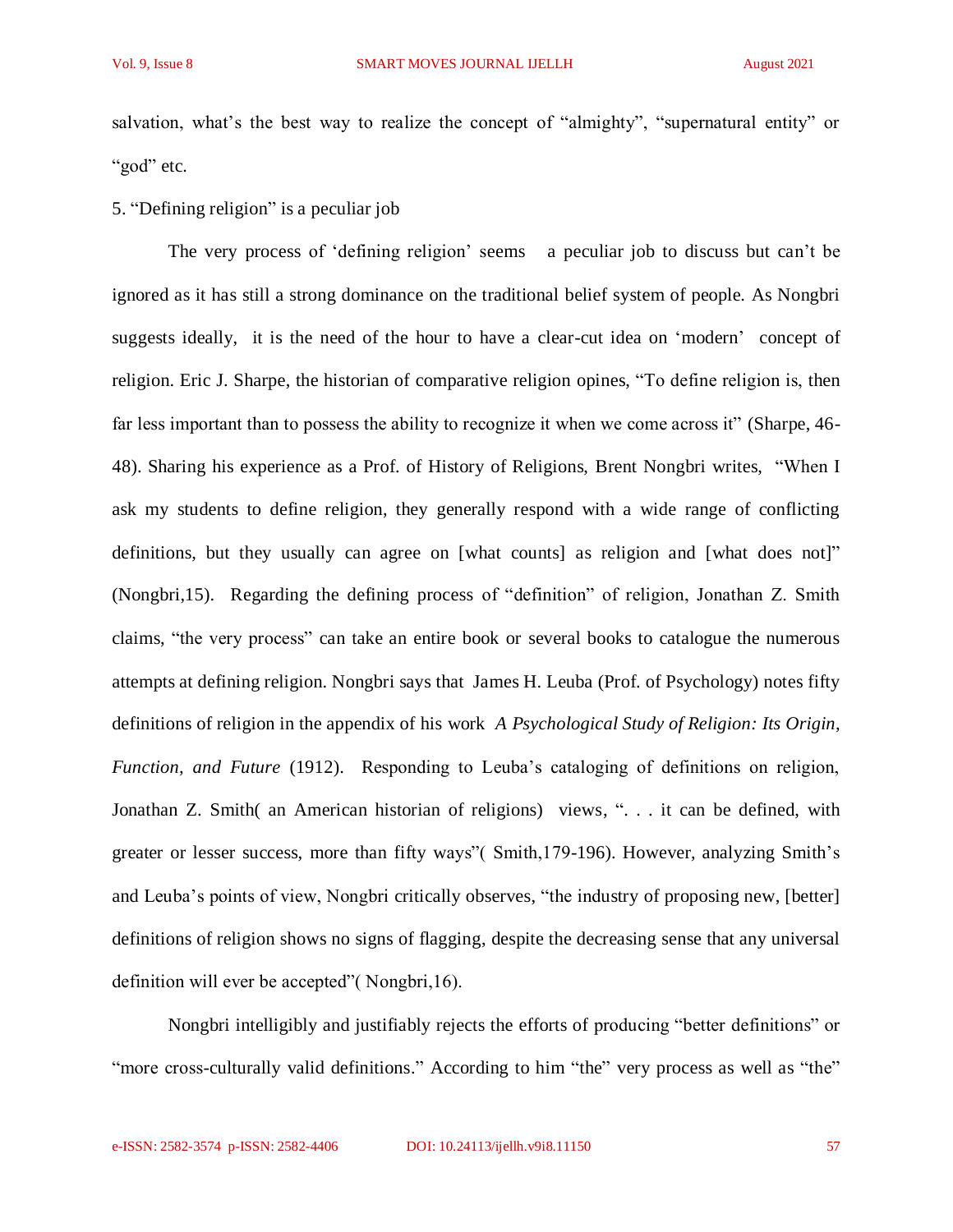salvation, what's the best way to realize the concept of "almighty", "supernatural entity" or "god" etc.

5. "Defining religion" is a peculiar job

The very process of 'defining religion' seems a peculiar job to discuss but can't be ignored as it has still a strong dominance on the traditional belief system of people. As Nongbri suggests ideally, it is the need of the hour to have a clear-cut idea on 'modern' concept of religion. Eric J. Sharpe, the historian of comparative religion opines, "To define religion is, then far less important than to possess the ability to recognize it when we come across it" (Sharpe, 46-48). Sharing his experience as a Prof. of History of Religions, Brent Nongbri writes, "When I ask my students to define religion, they generally respond with a wide range of conflicting definitions, but they usually can agree on [what counts] as religion and [what does not]" (Nongbri,15). Regarding the defining process of "definition" of religion, Jonathan Z. Smith claims, "the very process" can take an entire book or several books to catalogue the numerous attempts at defining religion. Nongbri says that James H. Leuba (Prof. of Psychology) notes fifty definitions of religion in the appendix of his work *A Psychological Study of Religion: Its Origin, Function, and Future* (1912). Responding to Leuba's cataloging of definitions on religion, Jonathan Z. Smith( an American historian of religions) views, ". . . it can be defined, with greater or lesser success, more than fifty ways"( Smith,179-196). However, analyzing Smith's and Leuba's points of view, Nongbri critically observes, "the industry of proposing new, [better] definitions of religion shows no signs of flagging, despite the decreasing sense that any universal definition will ever be accepted"( Nongbri,16).

Nongbri intelligibly and justifiably rejects the efforts of producing "better definitions" or "more cross-culturally valid definitions." According to him "the" very process as well as "the"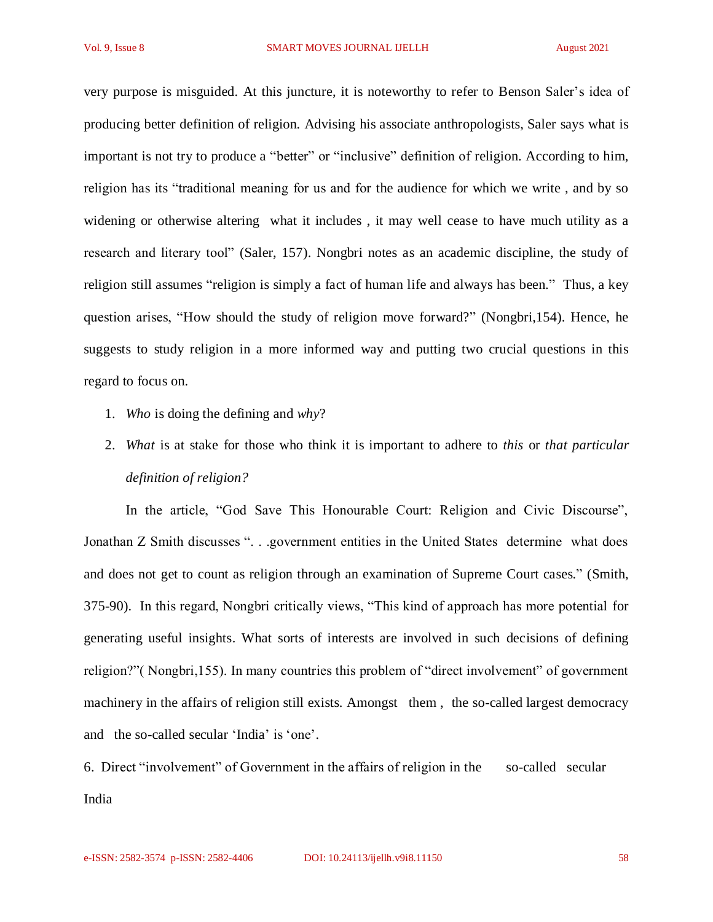very purpose is misguided. At this juncture, it is noteworthy to refer to Benson Saler's idea of producing better definition of religion. Advising his associate anthropologists, Saler says what is important is not try to produce a "better" or "inclusive" definition of religion. According to him, religion has its "traditional meaning for us and for the audience for which we write , and by so widening or otherwise altering what it includes , it may well cease to have much utility as a research and literary tool" (Saler, 157). Nongbri notes as an academic discipline, the study of religion still assumes "religion is simply a fact of human life and always has been." Thus, a key question arises, "How should the study of religion move forward?" (Nongbri,154). Hence, he suggests to study religion in a more informed way and putting two crucial questions in this regard to focus on.

1. *Who* is doing the defining and *why*?
2. *What* is at stake for those who think it is important to adhere to *this* or *that particular definition of religion?*

In the article, "God Save This Honourable Court: Religion and Civic Discourse", Jonathan Z Smith discusses ". . .government entities in the United States determine what does and does not get to count as religion through an examination of Supreme Court cases." (Smith, 375-90). In this regard, Nongbri critically views, "This kind of approach has more potential for generating useful insights. What sorts of interests are involved in such decisions of defining religion?"( Nongbri,155). In many countries this problem of "direct involvement" of government machinery in the affairs of religion still exists. Amongst them , the so-called largest democracy and the so-called secular 'India' is 'one'.

## 6. Direct "involvement" of Government in the affairs of religion in the so-called secular India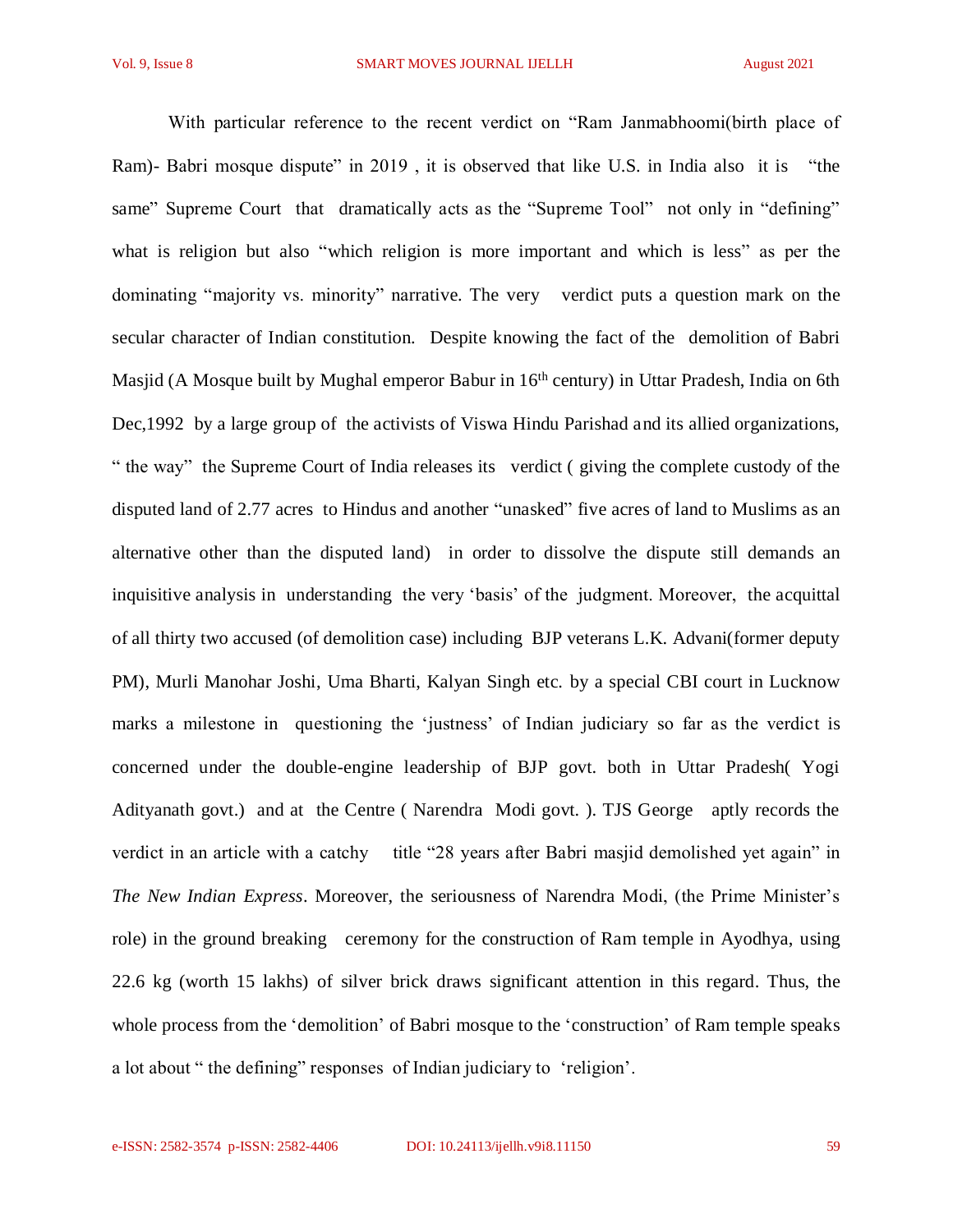With particular reference to the recent verdict on "Ram Janmabhoomi(birth place of Ram)- Babri mosque dispute" in 2019 , it is observed that like U.S. in India also it is "the same" Supreme Court that dramatically acts as the "Supreme Tool" not only in "defining" what is religion but also "which religion is more important and which is less" as per the dominating "majority vs. minority" narrative. The very verdict puts a question mark on the secular character of Indian constitution. Despite knowing the fact of the demolition of Babri Masjid (A Mosque built by Mughal emperor Babur in 16th century) in Uttar Pradesh, India on 6th Dec,1992 by a large group of the activists of Viswa Hindu Parishad and its allied organizations, " the way" the Supreme Court of India releases its verdict ( giving the complete custody of the disputed land of 2.77 acres to Hindus and another "unasked" five acres of land to Muslims as an alternative other than the disputed land) in order to dissolve the dispute still demands an inquisitive analysis in understanding the very 'basis' of the judgment. Moreover, the acquittal of all thirty two accused (of demolition case) including BJP veterans L.K. Advani(former deputy PM), Murli Manohar Joshi, Uma Bharti, Kalyan Singh etc. by a special CBI court in Lucknow marks a milestone in questioning the 'justness' of Indian judiciary so far as the verdict is concerned under the double-engine leadership of BJP govt. both in Uttar Pradesh( Yogi Adityanath govt.) and at the Centre ( Narendra Modi govt. ). TJS George aptly records the verdict in an article with a catchy title "28 years after Babri masjid demolished yet again" in *The New Indian Express*. Moreover, the seriousness of Narendra Modi, (the Prime Minister's role) in the ground breaking ceremony for the construction of Ram temple in Ayodhya, using 22.6 kg (worth 15 lakhs) of silver brick draws significant attention in this regard. Thus, the whole process from the 'demolition' of Babri mosque to the 'construction' of Ram temple speaks a lot about " the defining" responses of Indian judiciary to 'religion'.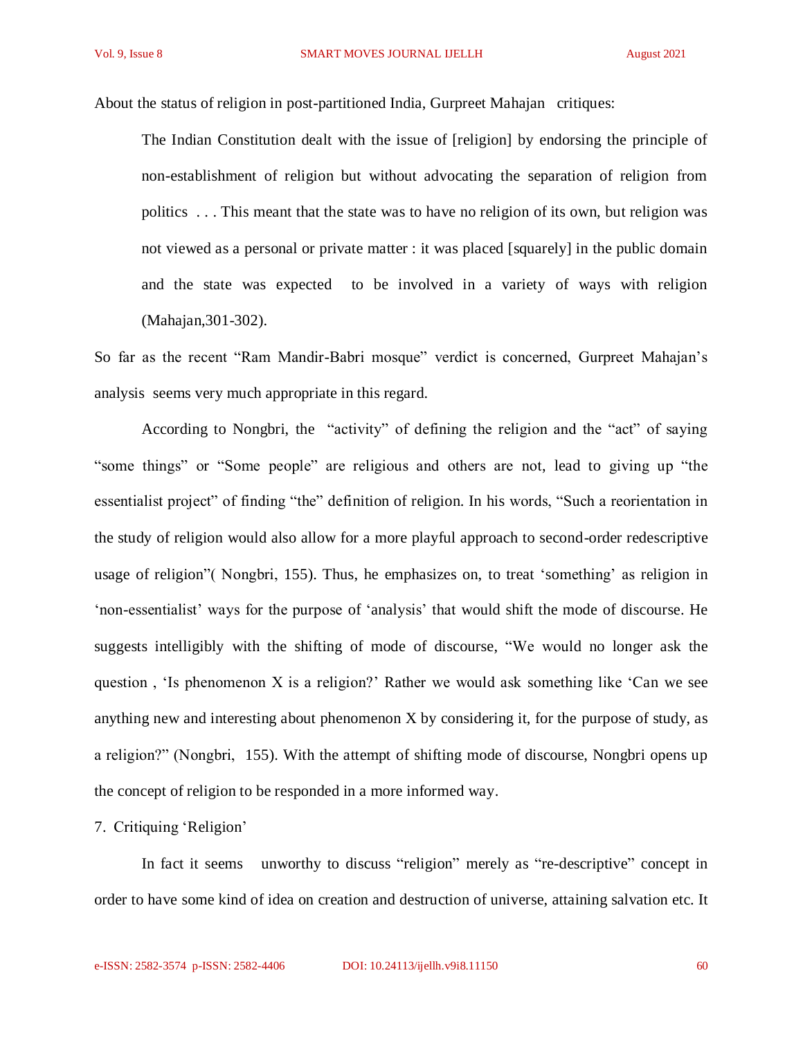About the status of religion in post-partitioned India, Gurpreet Mahajan critiques:

> The Indian Constitution dealt with the issue of [religion] by endorsing the principle of non-establishment of religion but without advocating the separation of religion from politics . . . This meant that the state was to have no religion of its own, but religion was not viewed as a personal or private matter : it was placed [squarely] in the public domain and the state was expected to be involved in a variety of ways with religion (Mahajan,301-302).

So far as the recent "Ram Mandir-Babri mosque" verdict is concerned, Gurpreet Mahajan's analysis seems very much appropriate in this regard.

According to Nongbri, the "activity" of defining the religion and the "act" of saying "some things" or "Some people" are religious and others are not, lead to giving up "the essentialist project" of finding "the" definition of religion. In his words, "Such a reorientation in the study of religion would also allow for a more playful approach to second-order redescriptive usage of religion"( Nongbri, 155). Thus, he emphasizes on, to treat 'something' as religion in 'non-essentialist' ways for the purpose of 'analysis' that would shift the mode of discourse. He suggests intelligibly with the shifting of mode of discourse, "We would no longer ask the question , 'Is phenomenon X is a religion?' Rather we would ask something like 'Can we see anything new and interesting about phenomenon X by considering it, for the purpose of study, as a religion?" (Nongbri, 155). With the attempt of shifting mode of discourse, Nongbri opens up the concept of religion to be responded in a more informed way.

7. Critiquing 'Religion'

In fact it seems unworthy to discuss "religion" merely as "re-descriptive" concept in order to have some kind of idea on creation and destruction of universe, attaining salvation etc. It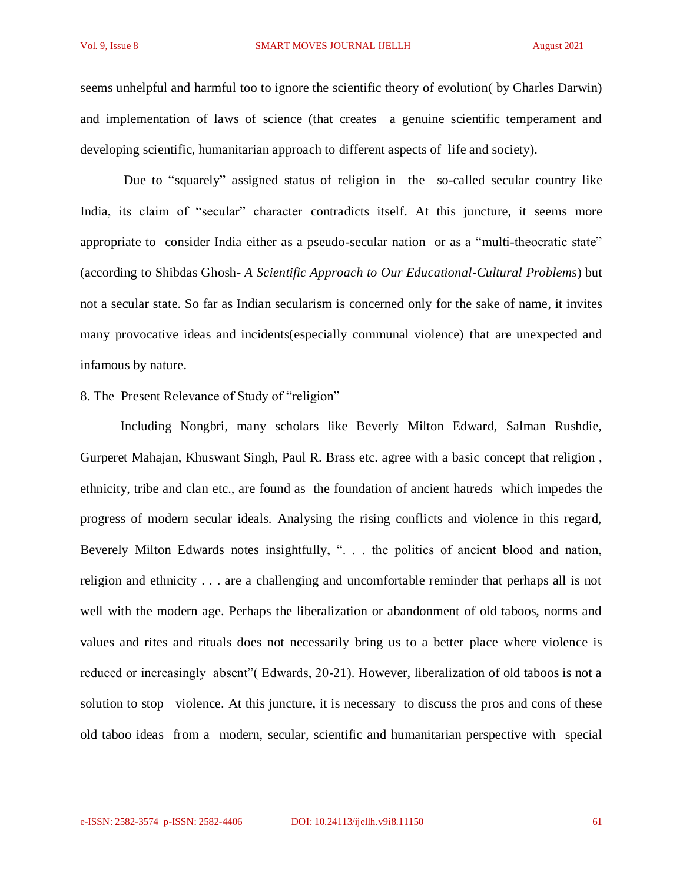seems unhelpful and harmful too to ignore the scientific theory of evolution( by Charles Darwin) and implementation of laws of science (that creates a genuine scientific temperament and developing scientific, humanitarian approach to different aspects of life and society).

Due to "squarely" assigned status of religion in the so-called secular country like India, its claim of "secular" character contradicts itself. At this juncture, it seems more appropriate to consider India either as a pseudo-secular nation or as a "multi-theocratic state" (according to Shibdas Ghosh- *A Scientific Approach to Our Educational-Cultural Problems*) but not a secular state. So far as Indian secularism is concerned only for the sake of name, it invites many provocative ideas and incidents(especially communal violence) that are unexpected and infamous by nature.

## 8. The Present Relevance of Study of "religion"

Including Nongbri, many scholars like Beverly Milton Edward, Salman Rushdie, Gurperet Mahajan, Khuswant Singh, Paul R. Brass etc. agree with a basic concept that religion , ethnicity, tribe and clan etc., are found as the foundation of ancient hatreds which impedes the progress of modern secular ideals. Analysing the rising conflicts and violence in this regard, Beverely Milton Edwards notes insightfully, ". . . the politics of ancient blood and nation, religion and ethnicity . . . are a challenging and uncomfortable reminder that perhaps all is not well with the modern age. Perhaps the liberalization or abandonment of old taboos, norms and values and rites and rituals does not necessarily bring us to a better place where violence is reduced or increasingly absent"( Edwards, 20-21). However, liberalization of old taboos is not a solution to stop violence. At this juncture, it is necessary to discuss the pros and cons of these old taboo ideas from a modern, secular, scientific and humanitarian perspective with special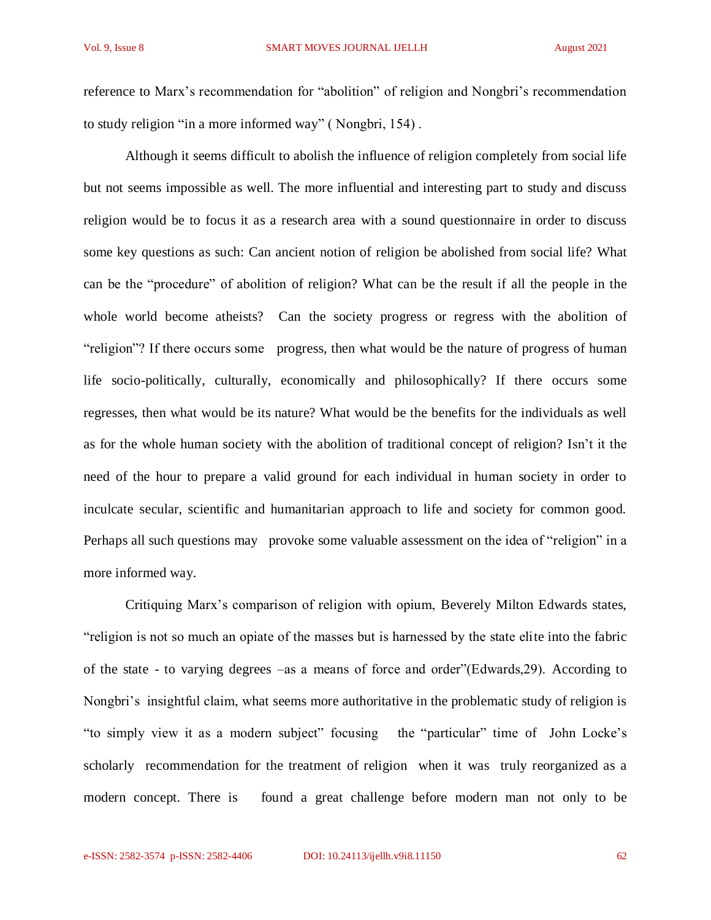reference to Marx's recommendation for "abolition" of religion and Nongbri's recommendation to study religion "in a more informed way" ( Nongbri, 154) .

Although it seems difficult to abolish the influence of religion completely from social life but not seems impossible as well. The more influential and interesting part to study and discuss religion would be to focus it as a research area with a sound questionnaire in order to discuss some key questions as such: Can ancient notion of religion be abolished from social life? What can be the "procedure" of abolition of religion? What can be the result if all the people in the whole world become atheists? Can the society progress or regress with the abolition of "religion"? If there occurs some progress, then what would be the nature of progress of human life socio-politically, culturally, economically and philosophically? If there occurs some regresses, then what would be its nature? What would be the benefits for the individuals as well as for the whole human society with the abolition of traditional concept of religion? Isn't it the need of the hour to prepare a valid ground for each individual in human society in order to inculcate secular, scientific and humanitarian approach to life and society for common good. Perhaps all such questions may provoke some valuable assessment on the idea of "religion" in a more informed way.

Critiquing Marx's comparison of religion with opium, Beverely Milton Edwards states, "religion is not so much an opiate of the masses but is harnessed by the state elite into the fabric of the state - to varying degrees –as a means of force and order"(Edwards,29). According to Nongbri's insightful claim, what seems more authoritative in the problematic study of religion is "to simply view it as a modern subject" focusing the "particular" time of John Locke's scholarly recommendation for the treatment of religion when it was truly reorganized as a modern concept. There is found a great challenge before modern man not only to be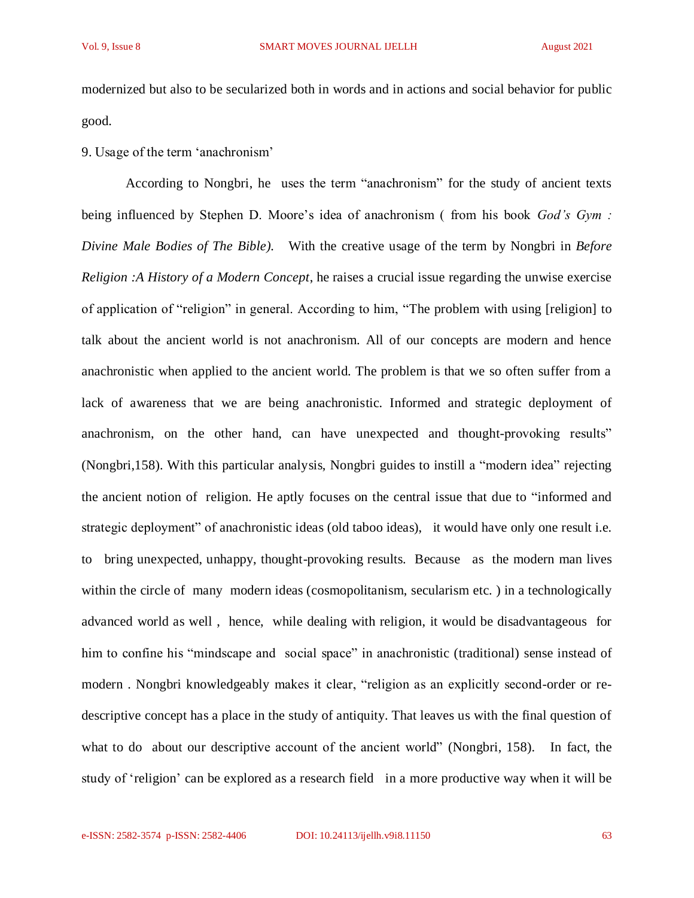modernized but also to be secularized both in words and in actions and social behavior for public good.

9. Usage of the term 'anachronism'

According to Nongbri, he uses the term "anachronism" for the study of ancient texts being influenced by Stephen D. Moore's idea of anachronism ( from his book *God's Gym : Divine Male Bodies of The Bible).* With the creative usage of the term by Nongbri in *Before Religion :A History of a Modern Concept*, he raises a crucial issue regarding the unwise exercise of application of "religion" in general. According to him, "The problem with using [religion] to talk about the ancient world is not anachronism. All of our concepts are modern and hence anachronistic when applied to the ancient world. The problem is that we so often suffer from a lack of awareness that we are being anachronistic. Informed and strategic deployment of anachronism, on the other hand, can have unexpected and thought-provoking results" (Nongbri,158). With this particular analysis, Nongbri guides to instill a "modern idea" rejecting the ancient notion of religion. He aptly focuses on the central issue that due to "informed and strategic deployment" of anachronistic ideas (old taboo ideas), it would have only one result i.e. to bring unexpected, unhappy, thought-provoking results. Because as the modern man lives within the circle of many modern ideas (cosmopolitanism, secularism etc. ) in a technologically advanced world as well , hence, while dealing with religion, it would be disadvantageous for him to confine his "mindscape and social space" in anachronistic (traditional) sense instead of modern . Nongbri knowledgeably makes it clear, "religion as an explicitly second-order or re-descriptive concept has a place in the study of antiquity. That leaves us with the final question of what to do about our descriptive account of the ancient world" (Nongbri, 158). In fact, the study of 'religion' can be explored as a research field in a more productive way when it will be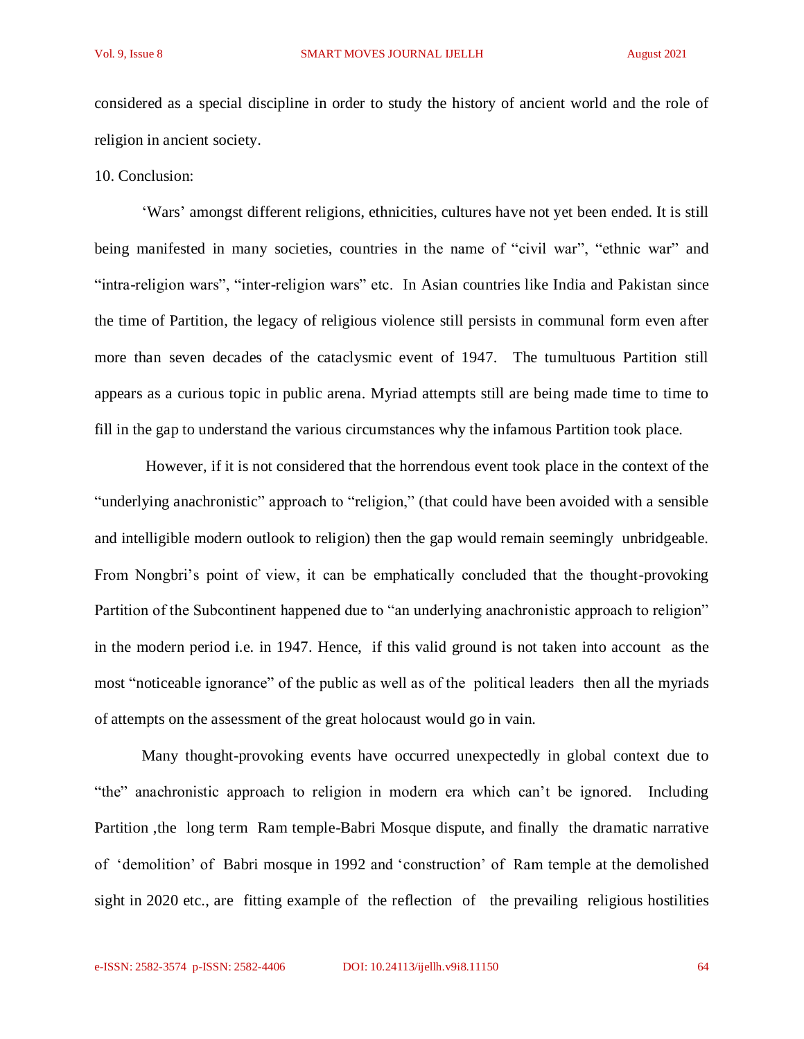considered as a special discipline in order to study the history of ancient world and the role of religion in ancient society.

10. Conclusion:

'Wars' amongst different religions, ethnicities, cultures have not yet been ended. It is still being manifested in many societies, countries in the name of "civil war", "ethnic war" and "intra-religion wars", "inter-religion wars" etc. In Asian countries like India and Pakistan since the time of Partition, the legacy of religious violence still persists in communal form even after more than seven decades of the cataclysmic event of 1947. The tumultuous Partition still appears as a curious topic in public arena. Myriad attempts still are being made time to time to fill in the gap to understand the various circumstances why the infamous Partition took place.

However, if it is not considered that the horrendous event took place in the context of the "underlying anachronistic" approach to "religion," (that could have been avoided with a sensible and intelligible modern outlook to religion) then the gap would remain seemingly unbridgeable. From Nongbri's point of view, it can be emphatically concluded that the thought-provoking Partition of the Subcontinent happened due to "an underlying anachronistic approach to religion" in the modern period i.e. in 1947. Hence, if this valid ground is not taken into account as the most "noticeable ignorance" of the public as well as of the political leaders then all the myriads of attempts on the assessment of the great holocaust would go in vain.

Many thought-provoking events have occurred unexpectedly in global context due to "the" anachronistic approach to religion in modern era which can't be ignored. Including Partition ,the long term Ram temple-Babri Mosque dispute, and finally the dramatic narrative of 'demolition' of Babri mosque in 1992 and 'construction' of Ram temple at the demolished sight in 2020 etc., are fitting example of the reflection of the prevailing religious hostilities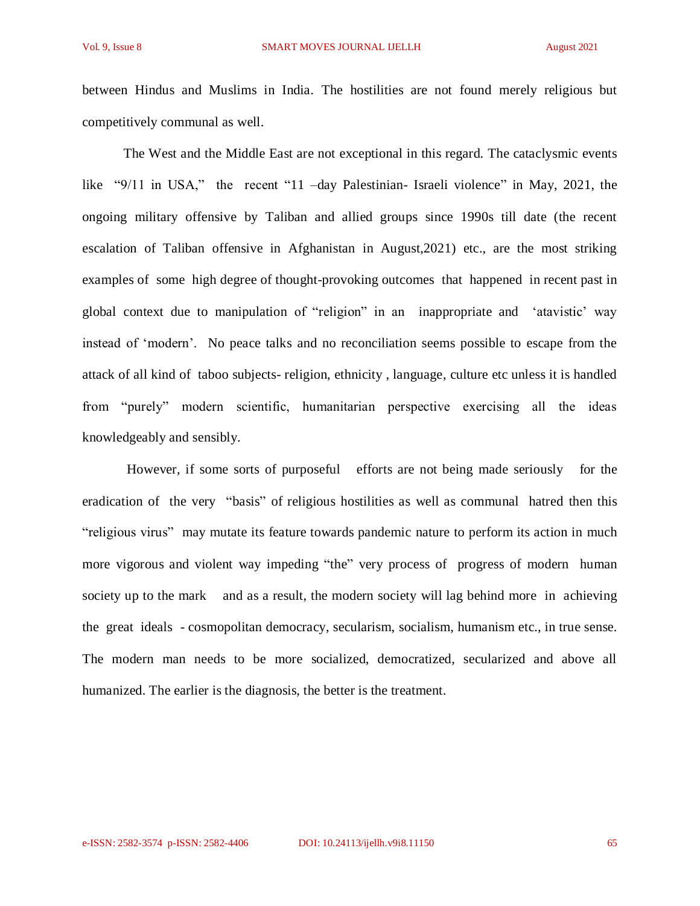between Hindus and Muslims in India. The hostilities are not found merely religious but competitively communal as well.

The West and the Middle East are not exceptional in this regard. The cataclysmic events like "9/11 in USA," the recent "11 –day Palestinian- Israeli violence" in May, 2021, the ongoing military offensive by Taliban and allied groups since 1990s till date (the recent escalation of Taliban offensive in Afghanistan in August,2021) etc., are the most striking examples of some high degree of thought-provoking outcomes that happened in recent past in global context due to manipulation of "religion" in an inappropriate and 'atavistic' way instead of 'modern'. No peace talks and no reconciliation seems possible to escape from the attack of all kind of taboo subjects- religion, ethnicity , language, culture etc unless it is handled from "purely" modern scientific, humanitarian perspective exercising all the ideas knowledgeably and sensibly.

However, if some sorts of purposeful efforts are not being made seriously for the eradication of the very "basis" of religious hostilities as well as communal hatred then this "religious virus" may mutate its feature towards pandemic nature to perform its action in much more vigorous and violent way impeding "the" very process of progress of modern human society up to the mark and as a result, the modern society will lag behind more in achieving the great ideals - cosmopolitan democracy, secularism, socialism, humanism etc., in true sense. The modern man needs to be more socialized, democratized, secularized and above all humanized. The earlier is the diagnosis, the better is the treatment.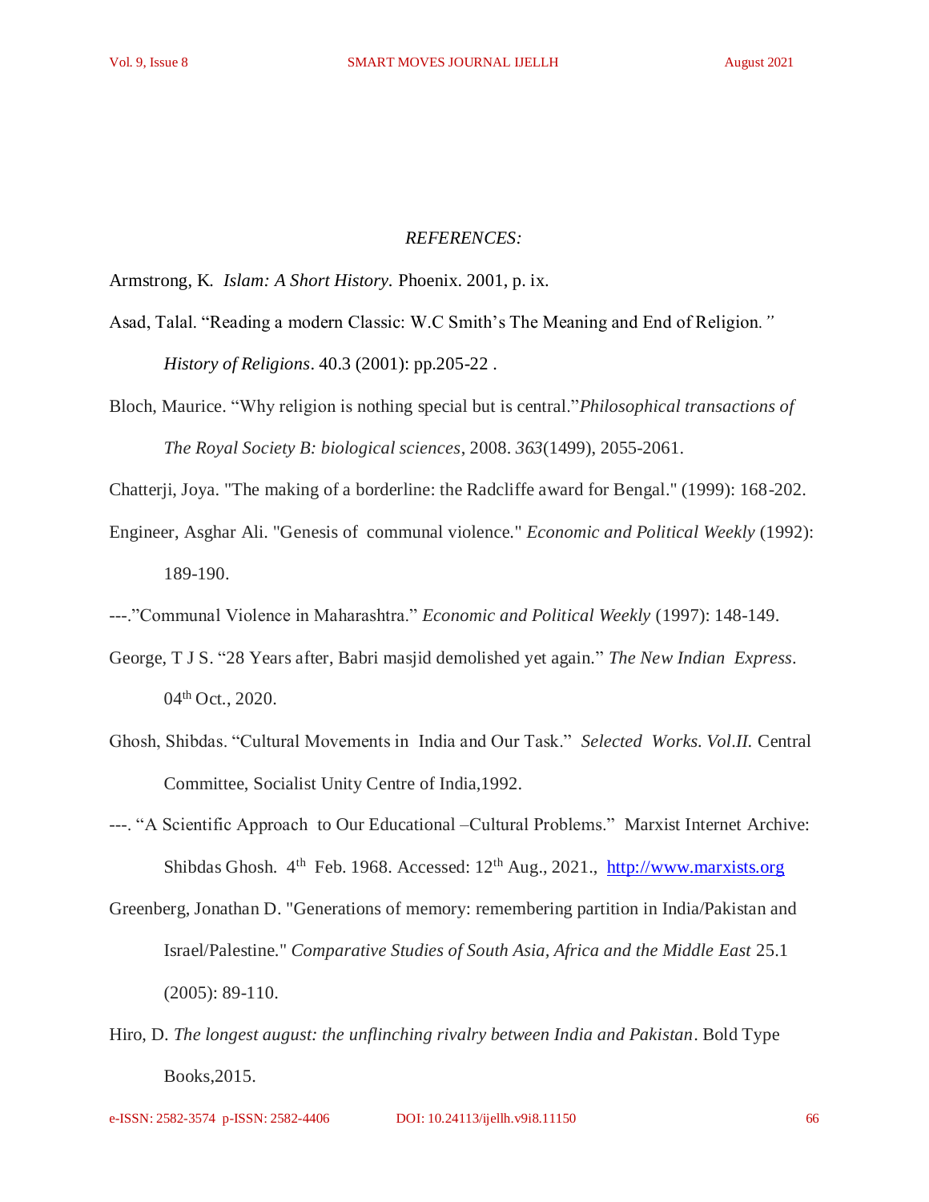*REFERENCES:*

Armstrong, K. *Islam: A Short History.* Phoenix. 2001, p. ix.

Asad, Talal. "Reading a modern Classic: W.C Smith's The Meaning and End of Religion*."* *History of Religions*. 40.3 (2001): pp.205-22 .

Bloch, Maurice. "Why religion is nothing special but is central."*Philosophical transactions of The Royal Society B: biological sciences*, 2008. *363*(1499), 2055-2061.

Chatterji, Joya. "The making of a borderline: the Radcliffe award for Bengal." (1999): 168-202.

Engineer, Asghar Ali. "Genesis of communal violence." *Economic and Political Weekly* (1992): 189-190.

---."Communal Violence in Maharashtra." *Economic and Political Weekly* (1997): 148-149.

George, T J S. "28 Years after, Babri masjid demolished yet again." *The New Indian Express*. 04th Oct., 2020.

Ghosh, Shibdas. "Cultural Movements in India and Our Task." *Selected Works. Vol.II.* Central Committee, Socialist Unity Centre of India,1992.

---. "A Scientific Approach to Our Educational –Cultural Problems." Marxist Internet Archive: Shibdas Ghosh. 4th Feb. 1968. Accessed: 12th Aug., 2021., http://www.marxists.org

Greenberg, Jonathan D. "Generations of memory: remembering partition in India/Pakistan and Israel/Palestine." *Comparative Studies of South Asia, Africa and the Middle East* 25.1 (2005): 89-110.

Hiro, D. *The longest august: the unflinching rivalry between India and Pakistan*. Bold Type Books,2015.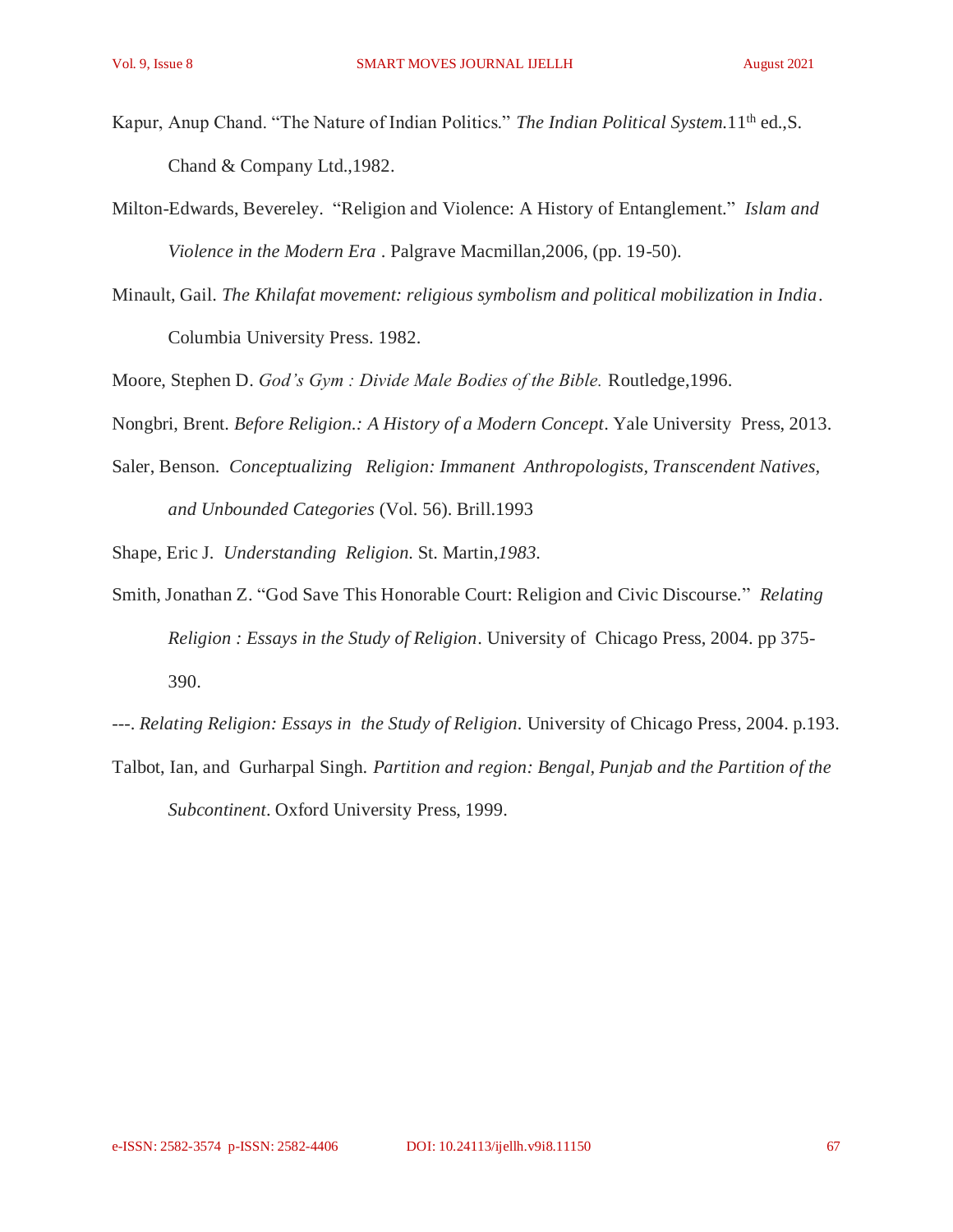Kapur, Anup Chand. "The Nature of Indian Politics." *The Indian Political System.*11th ed.,S. Chand & Company Ltd.,1982.

Milton-Edwards, Bevereley. "Religion and Violence: A History of Entanglement." *Islam and Violence in the Modern Era* . Palgrave Macmillan,2006, (pp. 19-50).

Minault, Gail. *The Khilafat movement: religious symbolism and political mobilization in India*. Columbia University Press. 1982.

Moore, Stephen D. *God's Gym : Divide Male Bodies of the Bible.* Routledge,1996.

Nongbri, Brent. *Before Religion.: A History of a Modern Concept*. Yale University Press, 2013.

Saler, Benson. *Conceptualizing Religion: Immanent Anthropologists, Transcendent Natives, and Unbounded Categories* (Vol. 56). Brill.1993

Shape, Eric J. *Understanding Religion.* St. Martin,*1983.*

Smith, Jonathan Z. "God Save This Honorable Court: Religion and Civic Discourse." *Relating Religion : Essays in the Study of Religion*. University of Chicago Press, 2004. pp 375-390.

---. *Relating Religion: Essays in the Study of Religion*. University of Chicago Press, 2004. p.193.

Talbot, Ian, and Gurharpal Singh. *Partition and region: Bengal, Punjab and the Partition of the Subcontinent*. Oxford University Press, 1999.